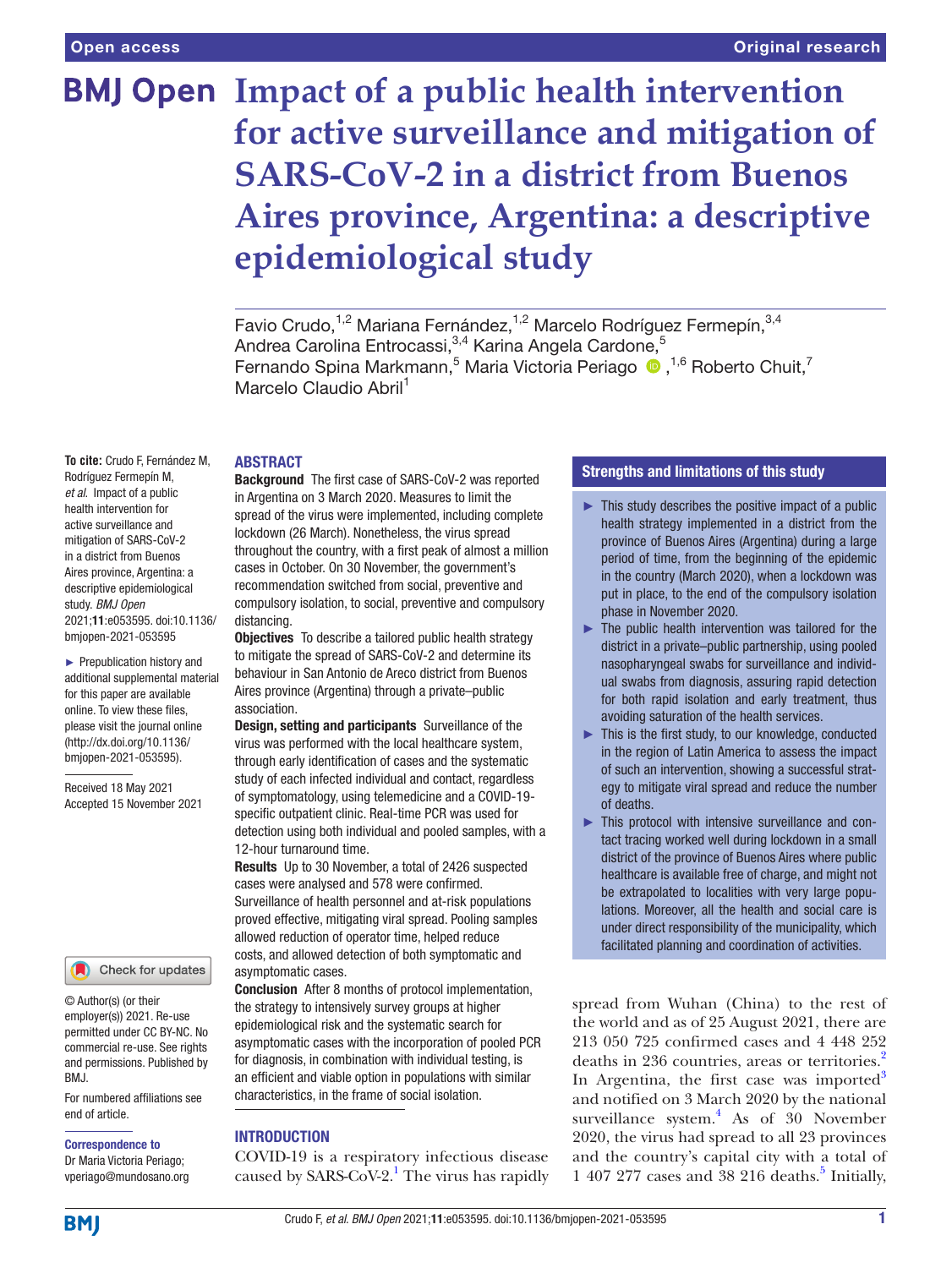# Impact of a public health intervention for active surveillance and mitigation of SARS-CoV-2 in a district from Buenos Aires province, Argentina: a descriptive epidemiological study

Favio Crudo,[1,2] Mariana Fernández,[1,2] Marcelo Rodríguez Fermepín,[3,4] Andrea Carolina Entrocassi,[3,4] Karina Angela Cardone,[5] Fernando Spina Markmann,[5] Maria Victoria Periago,[1,6] Roberto Chuit,[7] Marcelo Claudio Abril[1]

**To cite:** Crudo F, Fernández M, Rodríguez Fermepín M, *et al*. Impact of a public health intervention for active surveillance and mitigation of SARS-CoV-2 in a district from Buenos Aires province, Argentina: a descriptive epidemiological study. *BMJ Open* 2021;**11**:e053595. doi:10.1136/bmjopen-2021-053595

► Prepublication history and additional supplemental material for this paper are available online. To view these files, please visit the journal online (http://dx.doi.org/10.1136/bmjopen-2021-053595).

Received 18 May 2021
Accepted 15 November 2021

© Author(s) (or their employer(s)) 2021. Re-use permitted under CC BY-NC. No commercial re-use. See rights and permissions. Published by BMJ.

For numbered affiliations see end of article.

**Correspondence to**
Dr Maria Victoria Periago; vperiago@mundosano.org

## ABSTRACT

**Background** The first case of SARS-CoV-2 was reported in Argentina on 3 March 2020. Measures to limit the spread of the virus were implemented, including complete lockdown (26 March). Nonetheless, the virus spread throughout the country, with a first peak of almost a million cases in October. On 30 November, the government's recommendation switched from social, preventive and compulsory isolation, to social, preventive and compulsory distancing.

**Objectives** To describe a tailored public health strategy to mitigate the spread of SARS-CoV-2 and determine its behaviour in San Antonio de Areco district from Buenos Aires province (Argentina) through a private–public association.

**Design, setting and participants** Surveillance of the virus was performed with the local healthcare system, through early identification of cases and the systematic study of each infected individual and contact, regardless of symptomatology, using telemedicine and a COVID-19-specific outpatient clinic. Real-time PCR was used for detection using both individual and pooled samples, with a 12-hour turnaround time.

**Results** Up to 30 November, a total of 2426 suspected cases were analysed and 578 were confirmed. Surveillance of health personnel and at-risk populations proved effective, mitigating viral spread. Pooling samples allowed reduction of operator time, helped reduce costs, and allowed detection of both symptomatic and asymptomatic cases.

**Conclusion** After 8 months of protocol implementation, the strategy to intensively survey groups at higher epidemiological risk and the systematic search for asymptomatic cases with the incorporation of pooled PCR for diagnosis, in combination with individual testing, is an efficient and viable option in populations with similar characteristics, in the frame of social isolation.

## Strengths and limitations of this study

- ► This study describes the positive impact of a public health strategy implemented in a district from the province of Buenos Aires (Argentina) during a large period of time, from the beginning of the epidemic in the country (March 2020), when a lockdown was put in place, to the end of the compulsory isolation phase in November 2020.
- ► The public health intervention was tailored for the district in a private–public partnership, using pooled nasopharyngeal swabs for surveillance and individual swabs from diagnosis, assuring rapid detection for both rapid isolation and early treatment, thus avoiding saturation of the health services.
- ► This is the first study, to our knowledge, conducted in the region of Latin America to assess the impact of such an intervention, showing a successful strategy to mitigate viral spread and reduce the number of deaths.
- ► This protocol with intensive surveillance and contact tracing worked well during lockdown in a small district of the province of Buenos Aires where public healthcare is available free of charge, and might not be extrapolated to localities with very large populations. Moreover, all the health and social care is under direct responsibility of the municipality, which facilitated planning and coordination of activities.

## INTRODUCTION

COVID-19 is a respiratory infectious disease caused by SARS-CoV-2.[1] The virus has rapidly spread from Wuhan (China) to the rest of the world and as of 25 August 2021, there are 213 050 725 confirmed cases and 4 448 252 deaths in 236 countries, areas or territories.[2] In Argentina, the first case was imported[3] and notified on 3 March 2020 by the national surveillance system.[4] As of 30 November 2020, the virus had spread to all 23 provinces and the country's capital city with a total of 1 407 277 cases and 38 216 deaths.[5] Initially,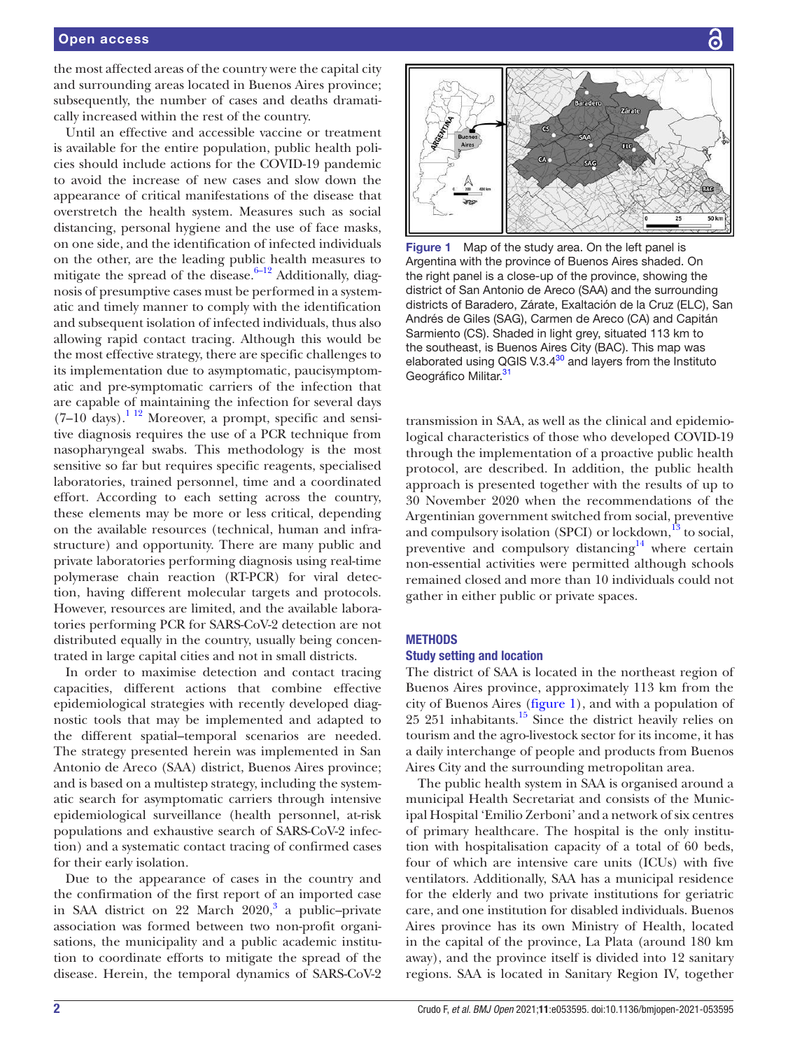the most affected areas of the country were the capital city and surrounding areas located in Buenos Aires province; subsequently, the number of cases and deaths dramatically increased within the rest of the country.

Until an effective and accessible vaccine or treatment is available for the entire population, public health policies should include actions for the COVID-19 pandemic to avoid the increase of new cases and slow down the appearance of critical manifestations of the disease that overstretch the health system. Measures such as social distancing, personal hygiene and the use of face masks, on one side, and the identification of infected individuals on the other, are the leading public health measures to mitigate the spread of the disease.[6–12] Additionally, diagnosis of presumptive cases must be performed in a systematic and timely manner to comply with the identification and subsequent isolation of infected individuals, thus also allowing rapid contact tracing. Although this would be the most effective strategy, there are specific challenges to its implementation due to asymptomatic, paucisymptomatic and pre-symptomatic carriers of the infection that are capable of maintaining the infection for several days (7–10 days).[1 12] Moreover, a prompt, specific and sensitive diagnosis requires the use of a PCR technique from nasopharyngeal swabs. This methodology is the most sensitive so far but requires specific reagents, specialised laboratories, trained personnel, time and a coordinated effort. According to each setting across the country, these elements may be more or less critical, depending on the available resources (technical, human and infrastructure) and opportunity. There are many public and private laboratories performing diagnosis using real-time polymerase chain reaction (RT-PCR) for viral detection, having different molecular targets and protocols. However, resources are limited, and the available laboratories performing PCR for SARS-CoV-2 detection are not distributed equally in the country, usually being concentrated in large capital cities and not in small districts.

In order to maximise detection and contact tracing capacities, different actions that combine effective epidemiological strategies with recently developed diagnostic tools that may be implemented and adapted to the different spatial–temporal scenarios are needed. The strategy presented herein was implemented in San Antonio de Areco (SAA) district, Buenos Aires province; and is based on a multistep strategy, including the systematic search for asymptomatic carriers through intensive epidemiological surveillance (health personnel, at-risk populations and exhaustive search of SARS-CoV-2 infection) and a systematic contact tracing of confirmed cases for their early isolation.

Due to the appearance of cases in the country and the confirmation of the first report of an imported case in SAA district on 22 March 2020,[3] a public–private association was formed between two non-profit organisations, the municipality and a public academic institution to coordinate efforts to mitigate the spread of the disease. Herein, the temporal dynamics of SARS-CoV-2 transmission in SAA, as well as the clinical and epidemiological characteristics of those who developed COVID-19 through the implementation of a proactive public health protocol, are described. In addition, the public health approach is presented together with the results of up to 30 November 2020 when the recommendations of the Argentinian government switched from social, preventive and compulsory isolation (SPCI) or lockdown,[13] to social, preventive and compulsory distancing[14] where certain non-essential activities were permitted although schools remained closed and more than 10 individuals could not gather in either public or private spaces.

Figure 1 Map of the study area. On the left panel is Argentina with the province of Buenos Aires shaded. On the right panel is a close-up of the province, showing the district of San Antonio de Areco (SAA) and the surrounding districts of Baradero, Zárate, Exaltación de la Cruz (ELC), San Andrés de Giles (SAG), Carmen de Areco (CA) and Capitán Sarmiento (CS). Shaded in light grey, situated 113 km to the southeast, is Buenos Aires City (BAC). This map was elaborated using QGIS V.3.4[30] and layers from the Instituto Geográfico Militar.[31]

## METHODS

### Study setting and location

The district of SAA is located in the northeast region of Buenos Aires province, approximately 113 km from the city of Buenos Aires (figure 1), and with a population of 25 251 inhabitants.[15] Since the district heavily relies on tourism and the agro-livestock sector for its income, it has a daily interchange of people and products from Buenos Aires City and the surrounding metropolitan area.

The public health system in SAA is organised around a municipal Health Secretariat and consists of the Municipal Hospital 'Emilio Zerboni' and a network of six centres of primary healthcare. The hospital is the only institution with hospitalisation capacity of a total of 60 beds, four of which are intensive care units (ICUs) with five ventilators. Additionally, SAA has a municipal residence for the elderly and two private institutions for geriatric care, and one institution for disabled individuals. Buenos Aires province has its own Ministry of Health, located in the capital of the province, La Plata (around 180 km away), and the province itself is divided into 12 sanitary regions. SAA is located in Sanitary Region IV, together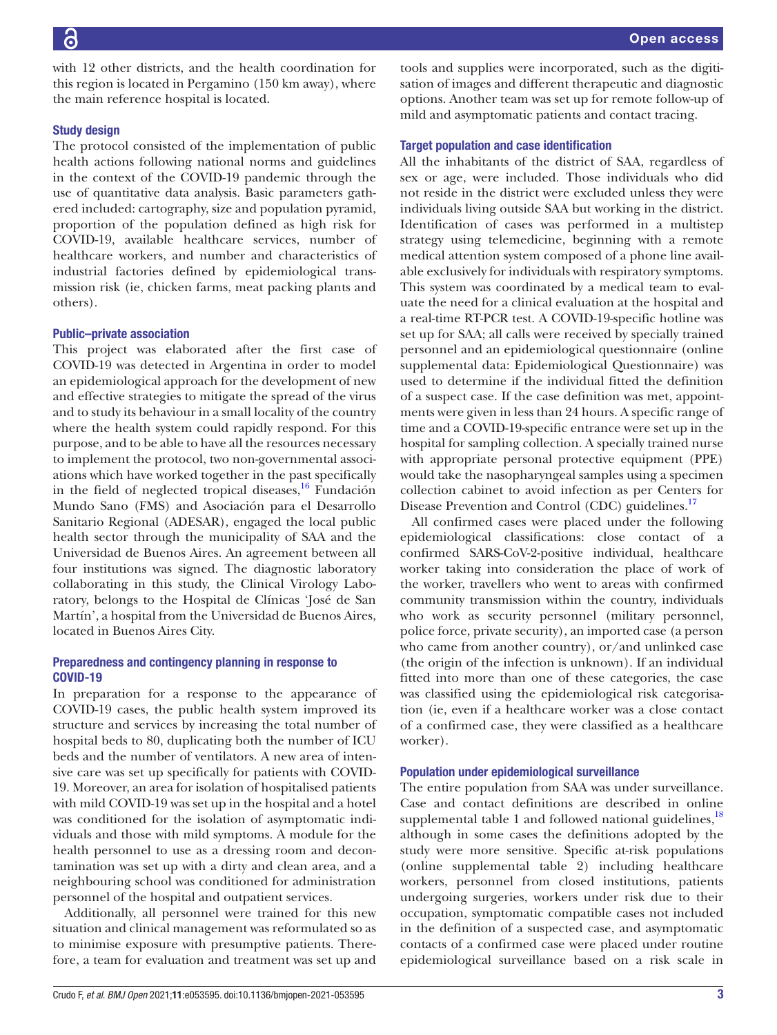with 12 other districts, and the health coordination for this region is located in Pergamino (150 km away), where the main reference hospital is located.

### Study design

The protocol consisted of the implementation of public health actions following national norms and guidelines in the context of the COVID-19 pandemic through the use of quantitative data analysis. Basic parameters gathered included: cartography, size and population pyramid, proportion of the population defined as high risk for COVID-19, available healthcare services, number of healthcare workers, and number and characteristics of industrial factories defined by epidemiological transmission risk (ie, chicken farms, meat packing plants and others).

### Public–private association

This project was elaborated after the first case of COVID-19 was detected in Argentina in order to model an epidemiological approach for the development of new and effective strategies to mitigate the spread of the virus and to study its behaviour in a small locality of the country where the health system could rapidly respond. For this purpose, and to be able to have all the resources necessary to implement the protocol, two non-governmental associations which have worked together in the past specifically in the field of neglected tropical diseases,[16] Fundación Mundo Sano (FMS) and Asociación para el Desarrollo Sanitario Regional (ADESAR), engaged the local public health sector through the municipality of SAA and the Universidad de Buenos Aires. An agreement between all four institutions was signed. The diagnostic laboratory collaborating in this study, the Clinical Virology Laboratory, belongs to the Hospital de Clínicas 'José de San Martín', a hospital from the Universidad de Buenos Aires, located in Buenos Aires City.

### Preparedness and contingency planning in response to COVID-19

In preparation for a response to the appearance of COVID-19 cases, the public health system improved its structure and services by increasing the total number of hospital beds to 80, duplicating both the number of ICU beds and the number of ventilators. A new area of intensive care was set up specifically for patients with COVID-19. Moreover, an area for isolation of hospitalised patients with mild COVID-19 was set up in the hospital and a hotel was conditioned for the isolation of asymptomatic individuals and those with mild symptoms. A module for the health personnel to use as a dressing room and decontamination was set up with a dirty and clean area, and a neighbouring school was conditioned for administration personnel of the hospital and outpatient services.

Additionally, all personnel were trained for this new situation and clinical management was reformulated so as to minimise exposure with presumptive patients. Therefore, a team for evaluation and treatment was set up and tools and supplies were incorporated, such as the digitisation of images and different therapeutic and diagnostic options. Another team was set up for remote follow-up of mild and asymptomatic patients and contact tracing.

### Target population and case identification

All the inhabitants of the district of SAA, regardless of sex or age, were included. Those individuals who did not reside in the district were excluded unless they were individuals living outside SAA but working in the district. Identification of cases was performed in a multistep strategy using telemedicine, beginning with a remote medical attention system composed of a phone line available exclusively for individuals with respiratory symptoms. This system was coordinated by a medical team to evaluate the need for a clinical evaluation at the hospital and a real-time RT-PCR test. A COVID-19-specific hotline was set up for SAA; all calls were received by specially trained personnel and an epidemiological questionnaire (online supplemental data: Epidemiological Questionnaire) was used to determine if the individual fitted the definition of a suspect case. If the case definition was met, appointments were given in less than 24 hours. A specific range of time and a COVID-19-specific entrance were set up in the hospital for sampling collection. A specially trained nurse with appropriate personal protective equipment (PPE) would take the nasopharyngeal samples using a specimen collection cabinet to avoid infection as per Centers for Disease Prevention and Control (CDC) guidelines.[17]

All confirmed cases were placed under the following epidemiological classifications: close contact of a confirmed SARS-CoV-2-positive individual, healthcare worker taking into consideration the place of work of the worker, travellers who went to areas with confirmed community transmission within the country, individuals who work as security personnel (military personnel, police force, private security), an imported case (a person who came from another country), or/and unlinked case (the origin of the infection is unknown). If an individual fitted into more than one of these categories, the case was classified using the epidemiological risk categorisation (ie, even if a healthcare worker was a close contact of a confirmed case, they were classified as a healthcare worker).

### Population under epidemiological surveillance

The entire population from SAA was under surveillance. Case and contact definitions are described in online supplemental table 1 and followed national guidelines,[18] although in some cases the definitions adopted by the study were more sensitive. Specific at-risk populations (online supplemental table 2) including healthcare workers, personnel from closed institutions, patients undergoing surgeries, workers under risk due to their occupation, symptomatic compatible cases not included in the definition of a suspected case, and asymptomatic contacts of a confirmed case were placed under routine epidemiological surveillance based on a risk scale in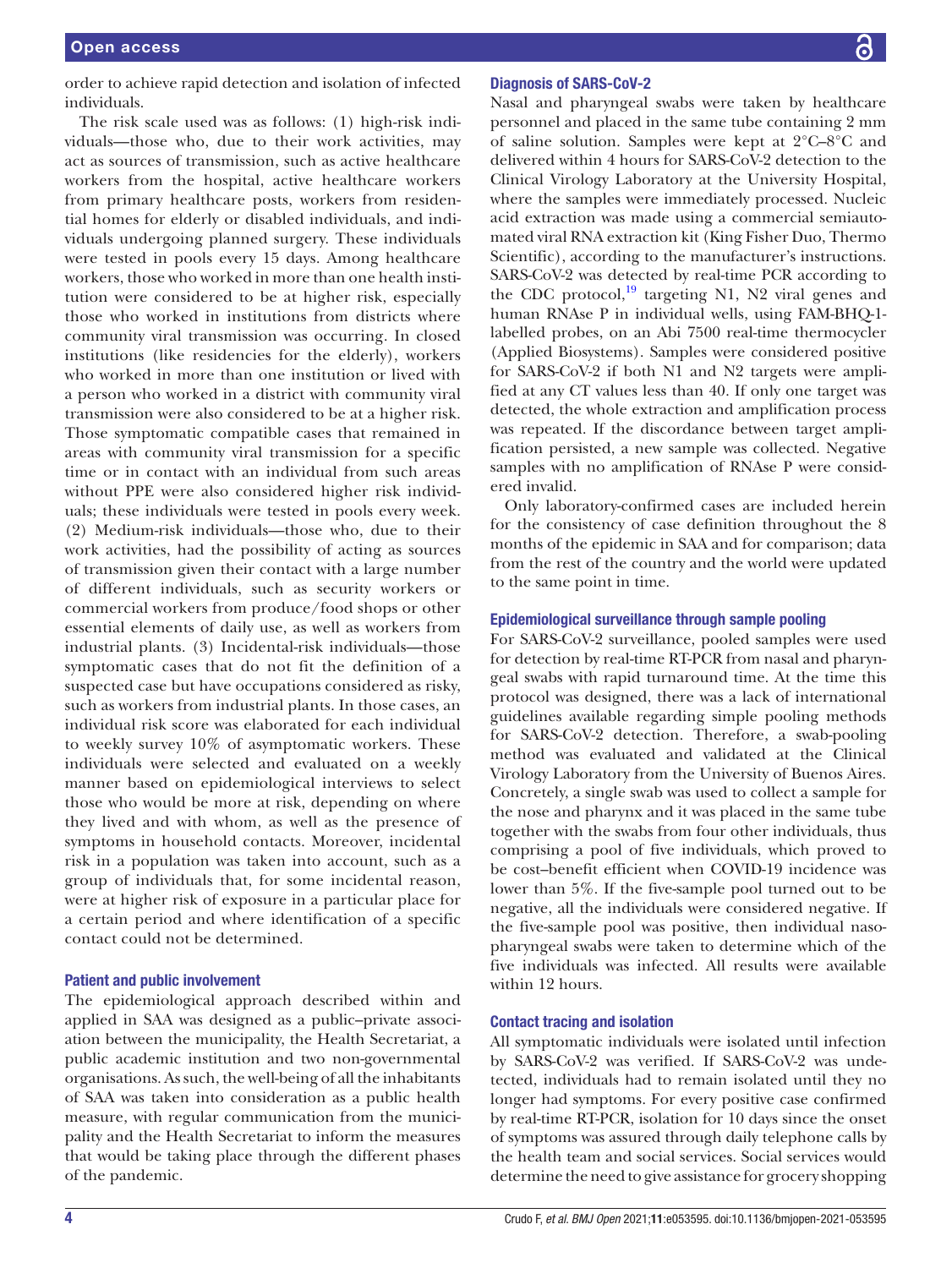order to achieve rapid detection and isolation of infected individuals.

The risk scale used was as follows: (1) high-risk individuals—those who, due to their work activities, may act as sources of transmission, such as active healthcare workers from the hospital, active healthcare workers from primary healthcare posts, workers from residential homes for elderly or disabled individuals, and individuals undergoing planned surgery. These individuals were tested in pools every 15 days. Among healthcare workers, those who worked in more than one health institution were considered to be at higher risk, especially those who worked in institutions from districts where community viral transmission was occurring. In closed institutions (like residencies for the elderly), workers who worked in more than one institution or lived with a person who worked in a district with community viral transmission were also considered to be at a higher risk. Those symptomatic compatible cases that remained in areas with community viral transmission for a specific time or in contact with an individual from such areas without PPE were also considered higher risk individuals; these individuals were tested in pools every week. (2) Medium-risk individuals—those who, due to their work activities, had the possibility of acting as sources of transmission given their contact with a large number of different individuals, such as security workers or commercial workers from produce/food shops or other essential elements of daily use, as well as workers from industrial plants. (3) Incidental-risk individuals—those symptomatic cases that do not fit the definition of a suspected case but have occupations considered as risky, such as workers from industrial plants. In those cases, an individual risk score was elaborated for each individual to weekly survey 10% of asymptomatic workers. These individuals were selected and evaluated on a weekly manner based on epidemiological interviews to select those who would be more at risk, depending on where they lived and with whom, as well as the presence of symptoms in household contacts. Moreover, incidental risk in a population was taken into account, such as a group of individuals that, for some incidental reason, were at higher risk of exposure in a particular place for a certain period and where identification of a specific contact could not be determined.

### Patient and public involvement

The epidemiological approach described within and applied in SAA was designed as a public–private association between the municipality, the Health Secretariat, a public academic institution and two non-governmental organisations. As such, the well-being of all the inhabitants of SAA was taken into consideration as a public health measure, with regular communication from the municipality and the Health Secretariat to inform the measures that would be taking place through the different phases of the pandemic.

### Diagnosis of SARS-CoV-2

Nasal and pharyngeal swabs were taken by healthcare personnel and placed in the same tube containing 2 mm of saline solution. Samples were kept at 2°C–8°C and delivered within 4 hours for SARS-CoV-2 detection to the Clinical Virology Laboratory at the University Hospital, where the samples were immediately processed. Nucleic acid extraction was made using a commercial semiautomated viral RNA extraction kit (King Fisher Duo, Thermo Scientific), according to the manufacturer's instructions. SARS-CoV-2 was detected by real-time PCR according to the CDC protocol,[19] targeting N1, N2 viral genes and human RNAse P in individual wells, using FAM-BHQ-1-labelled probes, on an Abi 7500 real-time thermocycler (Applied Biosystems). Samples were considered positive for SARS-CoV-2 if both N1 and N2 targets were amplified at any CT values less than 40. If only one target was detected, the whole extraction and amplification process was repeated. If the discordance between target amplification persisted, a new sample was collected. Negative samples with no amplification of RNAse P were considered invalid.

Only laboratory-confirmed cases are included herein for the consistency of case definition throughout the 8 months of the epidemic in SAA and for comparison; data from the rest of the country and the world were updated to the same point in time.

### Epidemiological surveillance through sample pooling

For SARS-CoV-2 surveillance, pooled samples were used for detection by real-time RT-PCR from nasal and pharyngeal swabs with rapid turnaround time. At the time this protocol was designed, there was a lack of international guidelines available regarding simple pooling methods for SARS-CoV-2 detection. Therefore, a swab-pooling method was evaluated and validated at the Clinical Virology Laboratory from the University of Buenos Aires. Concretely, a single swab was used to collect a sample for the nose and pharynx and it was placed in the same tube together with the swabs from four other individuals, thus comprising a pool of five individuals, which proved to be cost–benefit efficient when COVID-19 incidence was lower than 5%. If the five-sample pool turned out to be negative, all the individuals were considered negative. If the five-sample pool was positive, then individual nasopharyngeal swabs were taken to determine which of the five individuals was infected. All results were available within 12 hours.

### Contact tracing and isolation

All symptomatic individuals were isolated until infection by SARS-CoV-2 was verified. If SARS-CoV-2 was undetected, individuals had to remain isolated until they no longer had symptoms. For every positive case confirmed by real-time RT-PCR, isolation for 10 days since the onset of symptoms was assured through daily telephone calls by the health team and social services. Social services would determine the need to give assistance for grocery shopping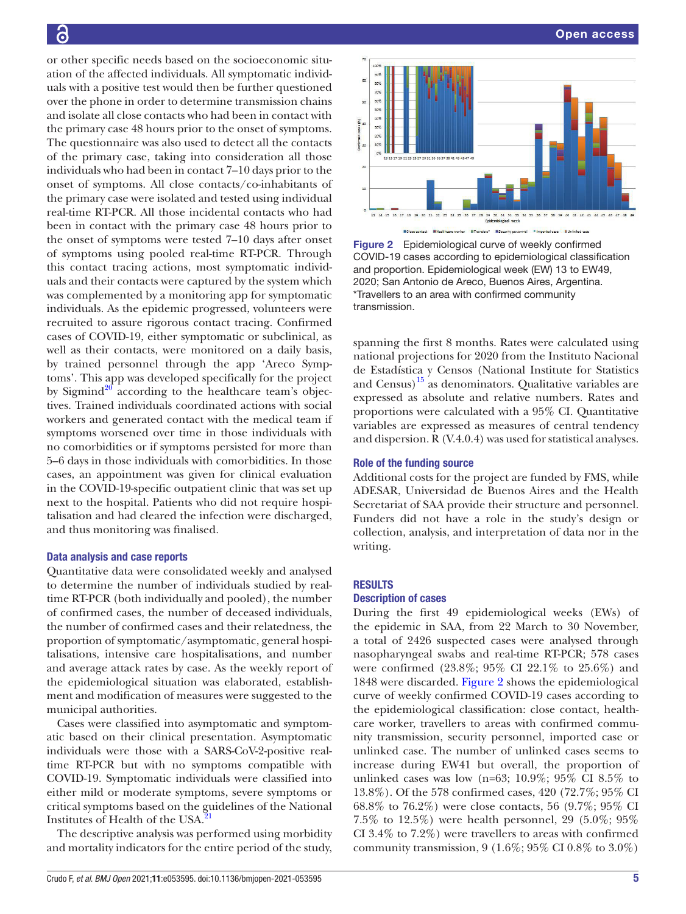or other specific needs based on the socioeconomic situation of the affected individuals. All symptomatic individuals with a positive test would then be further questioned over the phone in order to determine transmission chains and isolate all close contacts who had been in contact with the primary case 48 hours prior to the onset of symptoms. The questionnaire was also used to detect all the contacts of the primary case, taking into consideration all those individuals who had been in contact 7–10 days prior to the onset of symptoms. All close contacts/co-inhabitants of the primary case were isolated and tested using individual real-time RT-PCR. All those incidental contacts who had been in contact with the primary case 48 hours prior to the onset of symptoms were tested 7–10 days after onset of symptoms using pooled real-time RT-PCR. Through this contact tracing actions, most symptomatic individuals and their contacts were captured by the system which was complemented by a monitoring app for symptomatic individuals. As the epidemic progressed, volunteers were recruited to assure rigorous contact tracing. Confirmed cases of COVID-19, either symptomatic or subclinical, as well as their contacts, were monitored on a daily basis, by trained personnel through the app 'Areco Symptoms'. This app was developed specifically for the project by Sigmind[20] according to the healthcare team's objectives. Trained individuals coordinated actions with social workers and generated contact with the medical team if symptoms worsened over time in those individuals with no comorbidities or if symptoms persisted for more than 5–6 days in those individuals with comorbidities. In those cases, an appointment was given for clinical evaluation in the COVID-19-specific outpatient clinic that was set up next to the hospital. Patients who did not require hospitalisation and had cleared the infection were discharged, and thus monitoring was finalised.

### Data analysis and case reports

Quantitative data were consolidated weekly and analysed to determine the number of individuals studied by real-time RT-PCR (both individually and pooled), the number of confirmed cases, the number of deceased individuals, the number of confirmed cases and their relatedness, the proportion of symptomatic/asymptomatic, general hospitalisations, intensive care hospitalisations, and number and average attack rates by case. As the weekly report of the epidemiological situation was elaborated, establishment and modification of measures were suggested to the municipal authorities.

Cases were classified into asymptomatic and symptomatic based on their clinical presentation. Asymptomatic individuals were those with a SARS-CoV-2-positive real-time RT-PCR but with no symptoms compatible with COVID-19. Symptomatic individuals were classified into either mild or moderate symptoms, severe symptoms or critical symptoms based on the guidelines of the National Institutes of Health of the USA.[21]

The descriptive analysis was performed using morbidity and mortality indicators for the entire period of the study, spanning the first 8 months. Rates were calculated using national projections for 2020 from the Instituto Nacional de Estadística y Censos (National Institute for Statistics and Census)[15] as denominators. Qualitative variables are expressed as absolute and relative numbers. Rates and proportions were calculated with a 95% CI. Quantitative variables are expressed as measures of central tendency and dispersion. R (V.4.0.4) was used for statistical analyses.

**Figure 2** Epidemiological curve of weekly confirmed COVID-19 cases according to epidemiological classification and proportion. Epidemiological week (EW) 13 to EW49, 2020; San Antonio de Areco, Buenos Aires, Argentina. *Travellers to an area with confirmed community transmission.

### Role of the funding source

Additional costs for the project are funded by FMS, while ADESAR, Universidad de Buenos Aires and the Health Secretariat of SAA provide their structure and personnel. Funders did not have a role in the study's design or collection, analysis, and interpretation of data nor in the writing.

## RESULTS

### Description of cases

During the first 49 epidemiological weeks (EWs) of the epidemic in SAA, from 22 March to 30 November, a total of 2426 suspected cases were analysed through nasopharyngeal swabs and real-time RT-PCR; 578 cases were confirmed (23.8%; 95% CI 22.1% to 25.6%) and 1848 were discarded. Figure 2 shows the epidemiological curve of weekly confirmed COVID-19 cases according to the epidemiological classification: close contact, healthcare worker, travellers to areas with confirmed community transmission, security personnel, imported case or unlinked case. The number of unlinked cases seems to increase during EW41 but overall, the proportion of unlinked cases was low (n=63; 10.9%; 95% CI 8.5% to 13.8%). Of the 578 confirmed cases, 420 (72.7%; 95% CI 68.8% to 76.2%) were close contacts, 56 (9.7%; 95% CI 7.5% to 12.5%) were health personnel, 29 (5.0%; 95% CI 3.4% to 7.2%) were travellers to areas with confirmed community transmission, 9 (1.6%; 95% CI 0.8% to 3.0%)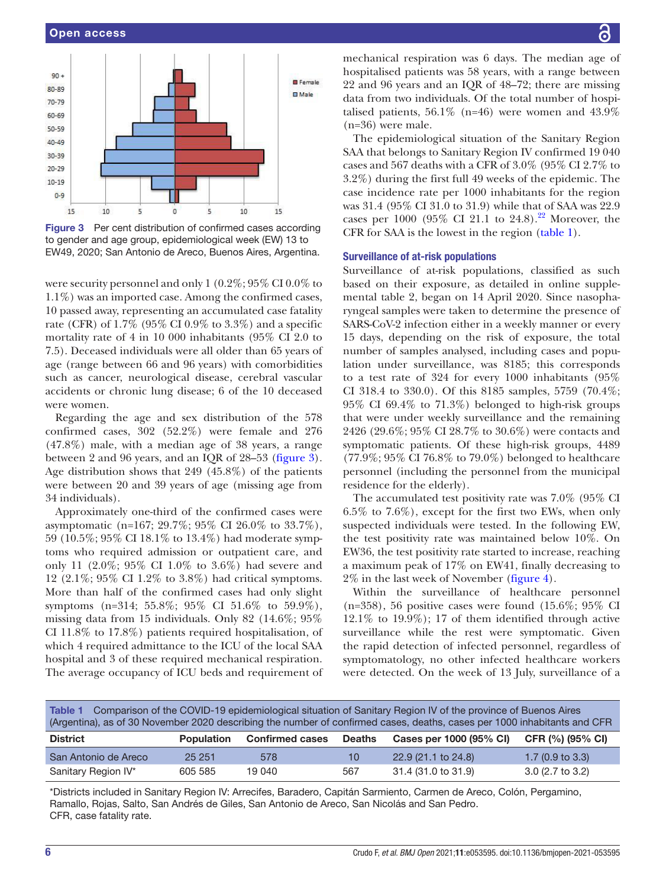Figure 3 Per cent distribution of confirmed cases according to gender and age group, epidemiological week (EW) 13 to EW49, 2020; San Antonio de Areco, Buenos Aires, Argentina.

were security personnel and only 1 (0.2%; 95% CI 0.0% to 1.1%) was an imported case. Among the confirmed cases, 10 passed away, representing an accumulated case fatality rate (CFR) of 1.7% (95% CI 0.9% to 3.3%) and a specific mortality rate of 4 in 10 000 inhabitants (95% CI 2.0 to 7.5). Deceased individuals were all older than 65 years of age (range between 66 and 96 years) with comorbidities such as cancer, neurological disease, cerebral vascular accidents or chronic lung disease; 6 of the 10 deceased were women.

Regarding the age and sex distribution of the 578 confirmed cases, 302 (52.2%) were female and 276 (47.8%) male, with a median age of 38 years, a range between 2 and 96 years, and an IQR of 28–53 (figure 3). Age distribution shows that 249 (45.8%) of the patients were between 20 and 39 years of age (missing age from 34 individuals).

Approximately one-third of the confirmed cases were asymptomatic (n=167; 29.7%; 95% CI 26.0% to 33.7%), 59 (10.5%; 95% CI 18.1% to 13.4%) had moderate symptoms who required admission or outpatient care, and only 11 (2.0%; 95% CI 1.0% to 3.6%) had severe and 12 (2.1%; 95% CI 1.2% to 3.8%) had critical symptoms. More than half of the confirmed cases had only slight symptoms (n=314; 55.8%; 95% CI 51.6% to 59.9%), missing data from 15 individuals. Only 82 (14.6%; 95% CI 11.8% to 17.8%) patients required hospitalisation, of which 4 required admittance to the ICU of the local SAA hospital and 3 of these required mechanical respiration. The average occupancy of ICU beds and requirement of mechanical respiration was 6 days. The median age of hospitalised patients was 58 years, with a range between 22 and 96 years and an IQR of 48–72; there are missing data from two individuals. Of the total number of hospitalised patients, 56.1% (n=46) were women and 43.9% (n=36) were male.

The epidemiological situation of the Sanitary Region SAA that belongs to Sanitary Region IV confirmed 19 040 cases and 567 deaths with a CFR of 3.0% (95% CI 2.7% to 3.2%) during the first full 49 weeks of the epidemic. The case incidence rate per 1000 inhabitants for the region was 31.4 (95% CI 31.0 to 31.9) while that of SAA was 22.9 cases per 1000 (95% CI 21.1 to 24.8).[22] Moreover, the CFR for SAA is the lowest in the region (table 1).

### Surveillance of at-risk populations

Surveillance of at-risk populations, classified as such based on their exposure, as detailed in online supplemental table 2, began on 14 April 2020. Since nasopharyngeal samples were taken to determine the presence of SARS-CoV-2 infection either in a weekly manner or every 15 days, depending on the risk of exposure, the total number of samples analysed, including cases and population under surveillance, was 8185; this corresponds to a test rate of 324 for every 1000 inhabitants (95% CI 318.4 to 330.0). Of this 8185 samples, 5759 (70.4%; 95% CI 69.4% to 71.3%) belonged to high-risk groups that were under weekly surveillance and the remaining 2426 (29.6%; 95% CI 28.7% to 30.6%) were contacts and symptomatic patients. Of these high-risk groups, 4489 (77.9%; 95% CI 76.8% to 79.0%) belonged to healthcare personnel (including the personnel from the municipal residence for the elderly).

The accumulated test positivity rate was 7.0% (95% CI 6.5% to 7.6%), except for the first two EWs, when only suspected individuals were tested. In the following EW, the test positivity rate was maintained below 10%. On EW36, the test positivity rate started to increase, reaching a maximum peak of 17% on EW41, finally decreasing to 2% in the last week of November (figure 4).

Within the surveillance of healthcare personnel (n=358), 56 positive cases were found (15.6%; 95% CI 12.1% to 19.9%); 17 of them identified through active surveillance while the rest were symptomatic. Given the rapid detection of infected personnel, regardless of symptomatology, no other infected healthcare workers were detected. On the week of 13 July, surveillance of a

Table 1 Comparison of the COVID-19 epidemiological situation of Sanitary Region IV of the province of Buenos Aires (Argentina), as of 30 November 2020 describing the number of confirmed cases, deaths, cases per 1000 inhabitants and CFR

| District | Population | Confirmed cases | Deaths | Cases per 1000 (95% CI) | CFR (%) (95% CI) |
|---|---|---|---|---|---|
| San Antonio de Areco | 25 251 | 578 | 10 | 22.9 (21.1 to 24.8) | 1.7 (0.9 to 3.3) |
| Sanitary Region IV* | 605 585 | 19 040 | 567 | 31.4 (31.0 to 31.9) | 3.0 (2.7 to 3.2) |

*Districts included in Sanitary Region IV: Arrecifes, Baradero, Capitán Sarmiento, Carmen de Areco, Colón, Pergamino, Ramallo, Rojas, Salto, San Andrés de Giles, San Antonio de Areco, San Nicolás and San Pedro.
CFR, case fatality rate.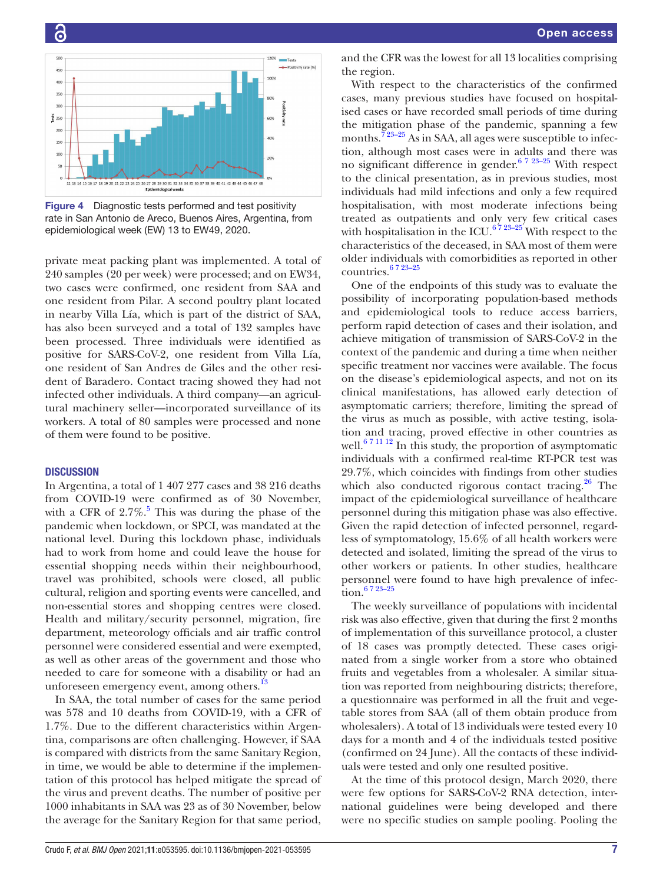Figure 4 Diagnostic tests performed and test positivity rate in San Antonio de Areco, Buenos Aires, Argentina, from epidemiological week (EW) 13 to EW49, 2020.

private meat packing plant was implemented. A total of 240 samples (20 per week) were processed; and on EW34, two cases were confirmed, one resident from SAA and one resident from Pilar. A second poultry plant located in nearby Villa Lía, which is part of the district of SAA, has also been surveyed and a total of 132 samples have been processed. Three individuals were identified as positive for SARS-CoV-2, one resident from Villa Lía, one resident of San Andres de Giles and the other resident of Baradero. Contact tracing showed they had not infected other individuals. A third company—an agricultural machinery seller—incorporated surveillance of its workers. A total of 80 samples were processed and none of them were found to be positive.

## DISCUSSION

In Argentina, a total of 1 407 277 cases and 38 216 deaths from COVID-19 were confirmed as of 30 November, with a CFR of 2.7%.[5] This was during the phase of the pandemic when lockdown, or SPCI, was mandated at the national level. During this lockdown phase, individuals had to work from home and could leave the house for essential shopping needs within their neighbourhood, travel was prohibited, schools were closed, all public cultural, religion and sporting events were cancelled, and non-essential stores and shopping centres were closed. Health and military/security personnel, migration, fire department, meteorology officials and air traffic control personnel were considered essential and were exempted, as well as other areas of the government and those who needed to care for someone with a disability or had an unforeseen emergency event, among others.[13]

In SAA, the total number of cases for the same period was 578 and 10 deaths from COVID-19, with a CFR of 1.7%. Due to the different characteristics within Argentina, comparisons are often challenging. However, if SAA is compared with districts from the same Sanitary Region, in time, we would be able to determine if the implementation of this protocol has helped mitigate the spread of the virus and prevent deaths. The number of positive per 1000 inhabitants in SAA was 23 as of 30 November, below the average for the Sanitary Region for that same period, and the CFR was the lowest for all 13 localities comprising the region.

With respect to the characteristics of the confirmed cases, many previous studies have focused on hospitalised cases or have recorded small periods of time during the mitigation phase of the pandemic, spanning a few months.[7 23–25] As in SAA, all ages were susceptible to infection, although most cases were in adults and there was no significant difference in gender.[6 7 23–25] With respect to the clinical presentation, as in previous studies, most individuals had mild infections and only a few required hospitalisation, with most moderate infections being treated as outpatients and only very few critical cases with hospitalisation in the ICU.[6 7 23–25] With respect to the characteristics of the deceased, in SAA most of them were older individuals with comorbidities as reported in other countries.[6 7 23–25]

One of the endpoints of this study was to evaluate the possibility of incorporating population-based methods and epidemiological tools to reduce access barriers, perform rapid detection of cases and their isolation, and achieve mitigation of transmission of SARS-CoV-2 in the context of the pandemic and during a time when neither specific treatment nor vaccines were available. The focus on the disease's epidemiological aspects, and not on its clinical manifestations, has allowed early detection of asymptomatic carriers; therefore, limiting the spread of the virus as much as possible, with active testing, isolation and tracing, proved effective in other countries as well.[6 7 11 12] In this study, the proportion of asymptomatic individuals with a confirmed real-time RT-PCR test was 29.7%, which coincides with findings from other studies which also conducted rigorous contact tracing.[26] The impact of the epidemiological surveillance of healthcare personnel during this mitigation phase was also effective. Given the rapid detection of infected personnel, regardless of symptomatology, 15.6% of all health workers were detected and isolated, limiting the spread of the virus to other workers or patients. In other studies, healthcare personnel were found to have high prevalence of infection.[6 7 23–25]

The weekly surveillance of populations with incidental risk was also effective, given that during the first 2 months of implementation of this surveillance protocol, a cluster of 18 cases was promptly detected. These cases originated from a single worker from a store who obtained fruits and vegetables from a wholesaler. A similar situation was reported from neighbouring districts; therefore, a questionnaire was performed in all the fruit and vegetable stores from SAA (all of them obtain produce from wholesalers). A total of 13 individuals were tested every 10 days for a month and 4 of the individuals tested positive (confirmed on 24 June). All the contacts of these individuals were tested and only one resulted positive.

At the time of this protocol design, March 2020, there were few options for SARS-CoV-2 RNA detection, international guidelines were being developed and there were no specific studies on sample pooling. Pooling the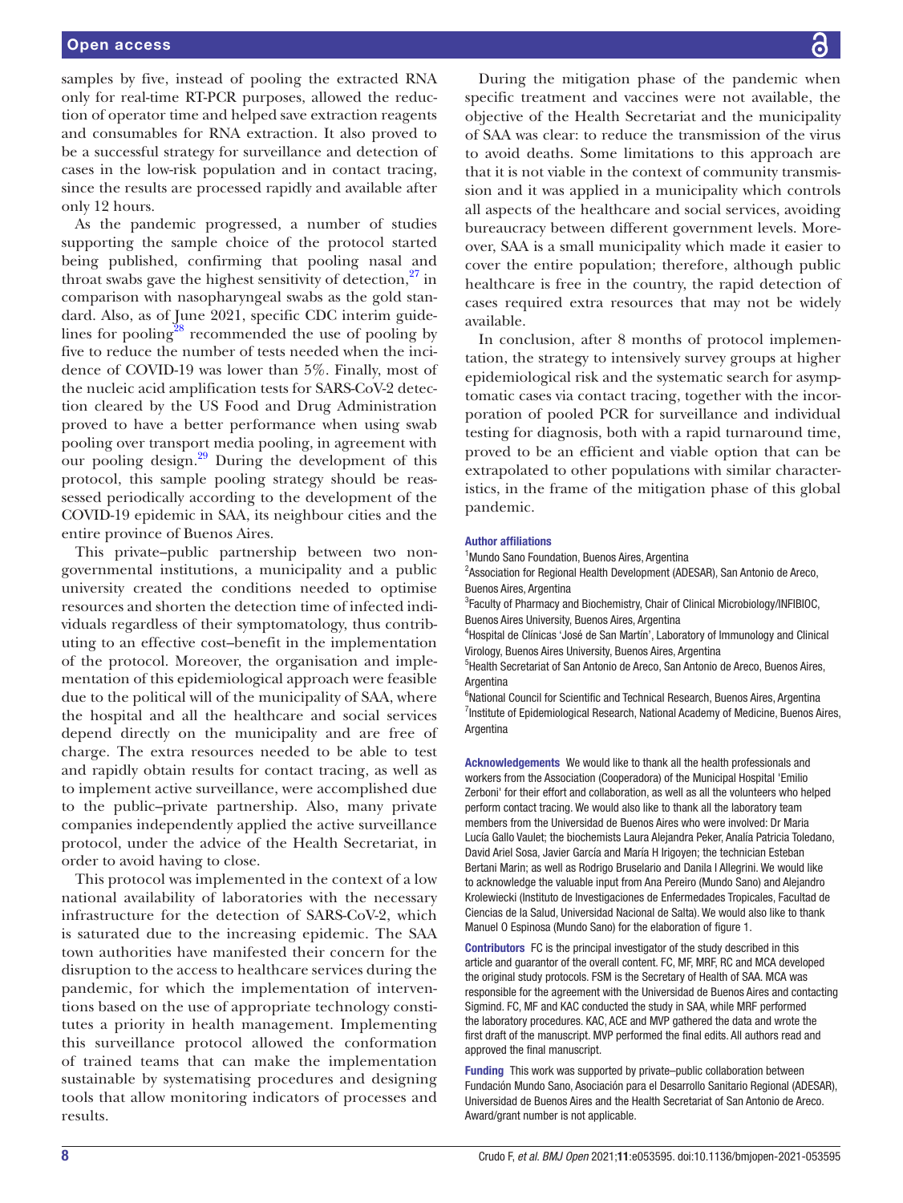samples by five, instead of pooling the extracted RNA only for real-time RT-PCR purposes, allowed the reduction of operator time and helped save extraction reagents and consumables for RNA extraction. It also proved to be a successful strategy for surveillance and detection of cases in the low-risk population and in contact tracing, since the results are processed rapidly and available after only 12 hours.

As the pandemic progressed, a number of studies supporting the sample choice of the protocol started being published, confirming that pooling nasal and throat swabs gave the highest sensitivity of detection,[27] in comparison with nasopharyngeal swabs as the gold standard. Also, as of June 2021, specific CDC interim guidelines for pooling[28] recommended the use of pooling by five to reduce the number of tests needed when the incidence of COVID-19 was lower than 5%. Finally, most of the nucleic acid amplification tests for SARS-CoV-2 detection cleared by the US Food and Drug Administration proved to have a better performance when using swab pooling over transport media pooling, in agreement with our pooling design.[29] During the development of this protocol, this sample pooling strategy should be reassessed periodically according to the development of the COVID-19 epidemic in SAA, its neighbour cities and the entire province of Buenos Aires.

This private–public partnership between two non-governmental institutions, a municipality and a public university created the conditions needed to optimise resources and shorten the detection time of infected individuals regardless of their symptomatology, thus contributing to an effective cost–benefit in the implementation of the protocol. Moreover, the organisation and implementation of this epidemiological approach were feasible due to the political will of the municipality of SAA, where the hospital and all the healthcare and social services depend directly on the municipality and are free of charge. The extra resources needed to be able to test and rapidly obtain results for contact tracing, as well as to implement active surveillance, were accomplished due to the public–private partnership. Also, many private companies independently applied the active surveillance protocol, under the advice of the Health Secretariat, in order to avoid having to close.

This protocol was implemented in the context of a low national availability of laboratories with the necessary infrastructure for the detection of SARS-CoV-2, which is saturated due to the increasing epidemic. The SAA town authorities have manifested their concern for the disruption to the access to healthcare services during the pandemic, for which the implementation of interventions based on the use of appropriate technology constitutes a priority in health management. Implementing this surveillance protocol allowed the conformation of trained teams that can make the implementation sustainable by systematising procedures and designing tools that allow monitoring indicators of processes and results.

During the mitigation phase of the pandemic when specific treatment and vaccines were not available, the objective of the Health Secretariat and the municipality of SAA was clear: to reduce the transmission of the virus to avoid deaths. Some limitations to this approach are that it is not viable in the context of community transmission and it was applied in a municipality which controls all aspects of the healthcare and social services, avoiding bureaucracy between different government levels. Moreover, SAA is a small municipality which made it easier to cover the entire population; therefore, although public healthcare is free in the country, the rapid detection of cases required extra resources that may not be widely available.

In conclusion, after 8 months of protocol implementation, the strategy to intensively survey groups at higher epidemiological risk and the systematic search for asymptomatic cases via contact tracing, together with the incorporation of pooled PCR for surveillance and individual testing for diagnosis, both with a rapid turnaround time, proved to be an efficient and viable option that can be extrapolated to other populations with similar characteristics, in the frame of the mitigation phase of this global pandemic.

#### Author affiliations

[1]Mundo Sano Foundation, Buenos Aires, Argentina
[2]Association for Regional Health Development (ADESAR), San Antonio de Areco, Buenos Aires, Argentina
[3]Faculty of Pharmacy and Biochemistry, Chair of Clinical Microbiology/INFIBIOC, Buenos Aires University, Buenos Aires, Argentina
[4]Hospital de Clínicas 'José de San Martín', Laboratory of Immunology and Clinical Virology, Buenos Aires University, Buenos Aires, Argentina
[5]Health Secretariat of San Antonio de Areco, San Antonio de Areco, Buenos Aires, Argentina
[6]National Council for Scientific and Technical Research, Buenos Aires, Argentina
[7]Institute of Epidemiological Research, National Academy of Medicine, Buenos Aires, Argentina

**Acknowledgements** We would like to thank all the health professionals and workers from the Association (Cooperadora) of the Municipal Hospital 'Emilio Zerboni' for their effort and collaboration, as well as all the volunteers who helped perform contact tracing. We would also like to thank all the laboratory team members from the Universidad de Buenos Aires who were involved: Dr Maria Lucía Gallo Vaulet; the biochemists Laura Alejandra Peker, Analía Patricia Toledano, David Ariel Sosa, Javier García and María H Irigoyen; the technician Esteban Bertani Marin; as well as Rodrigo Bruselario and Danila I Allegrini. We would like to acknowledge the valuable input from Ana Pereiro (Mundo Sano) and Alejandro Krolewiecki (Instituto de Investigaciones de Enfermedades Tropicales, Facultad de Ciencias de la Salud, Universidad Nacional de Salta). We would also like to thank Manuel O Espinosa (Mundo Sano) for the elaboration of figure 1.

**Contributors** FC is the principal investigator of the study described in this article and guarantor of the overall content. FC, MF, MRF, RC and MCA developed the original study protocols. FSM is the Secretary of Health of SAA. MCA was responsible for the agreement with the Universidad de Buenos Aires and contacting Sigmind. FC, MF and KAC conducted the study in SAA, while MRF performed the laboratory procedures. KAC, ACE and MVP gathered the data and wrote the first draft of the manuscript. MVP performed the final edits. All authors read and approved the final manuscript.

**Funding** This work was supported by private–public collaboration between Fundación Mundo Sano, Asociación para el Desarrollo Sanitario Regional (ADESAR), Universidad de Buenos Aires and the Health Secretariat of San Antonio de Areco. Award/grant number is not applicable.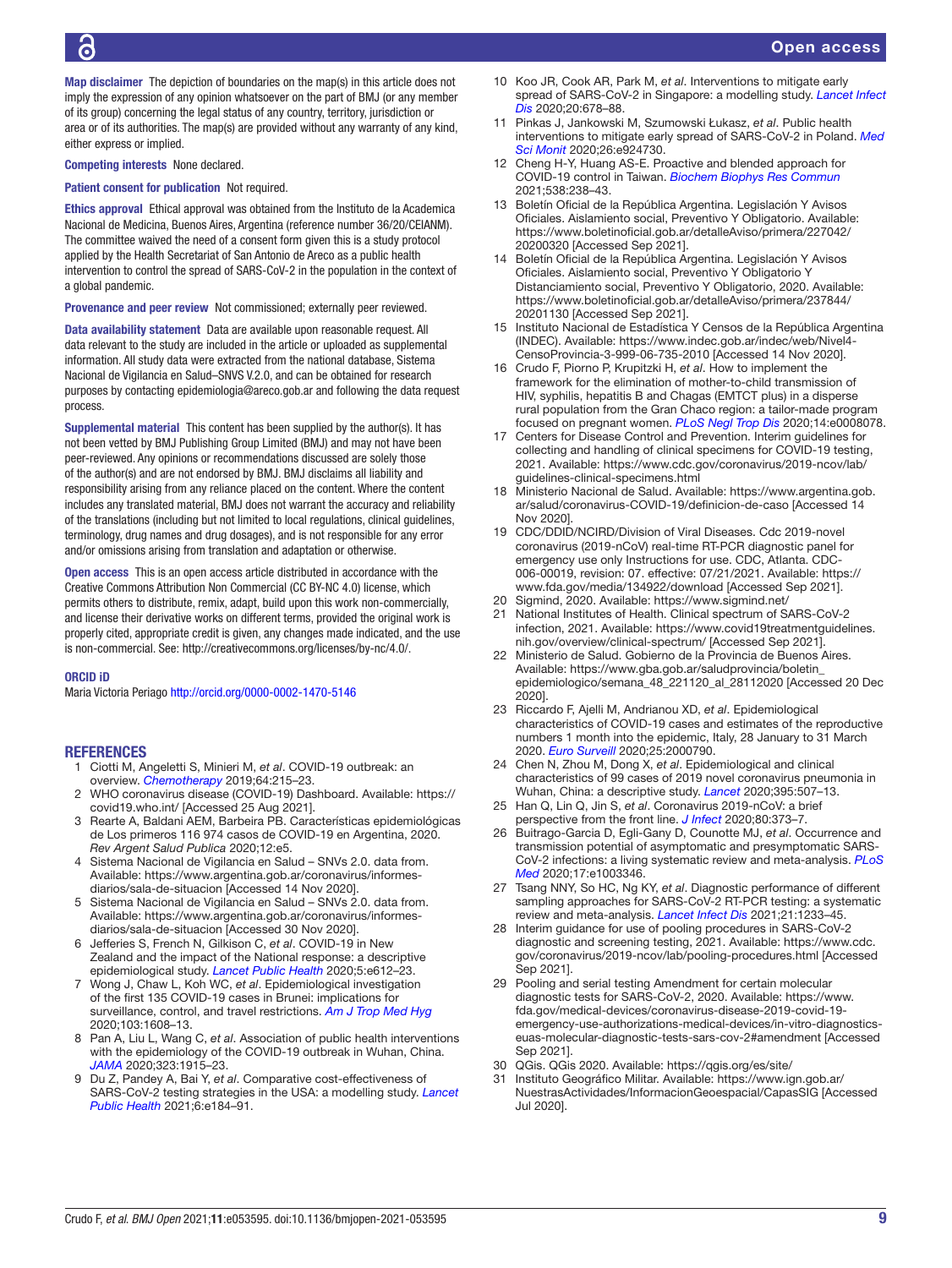**Map disclaimer** The depiction of boundaries on the map(s) in this article does not imply the expression of any opinion whatsoever on the part of BMJ (or any member of its group) concerning the legal status of any country, territory, jurisdiction or area or of its authorities. The map(s) are provided without any warranty of any kind, either express or implied.

**Competing interests** None declared.

**Patient consent for publication** Not required.

**Ethics approval** Ethical approval was obtained from the Instituto de la Academica Nacional de Medicina, Buenos Aires, Argentina (reference number 36/20/CEIANM). The committee waived the need of a consent form given this is a study protocol applied by the Health Secretariat of San Antonio de Areco as a public health intervention to control the spread of SARS-CoV-2 in the population in the context of a global pandemic.

**Provenance and peer review** Not commissioned; externally peer reviewed.

**Data availability statement** Data are available upon reasonable request. All data relevant to the study are included in the article or uploaded as supplemental information. All study data were extracted from the national database, Sistema Nacional de Vigilancia en Salud–SNVS V.2.0, and can be obtained for research purposes by contacting epidemiologia@areco.gob.ar and following the data request process.

**Supplemental material** This content has been supplied by the author(s). It has not been vetted by BMJ Publishing Group Limited (BMJ) and may not have been peer-reviewed. Any opinions or recommendations discussed are solely those of the author(s) and are not endorsed by BMJ. BMJ disclaims all liability and responsibility arising from any reliance placed on the content. Where the content includes any translated material, BMJ does not warrant the accuracy and reliability of the translations (including but not limited to local regulations, clinical guidelines, terminology, drug names and drug dosages), and is not responsible for any error and/or omissions arising from translation and adaptation or otherwise.

**Open access** This is an open access article distributed in accordance with the Creative Commons Attribution Non Commercial (CC BY-NC 4.0) license, which permits others to distribute, remix, adapt, build upon this work non-commercially, and license their derivative works on different terms, provided the original work is properly cited, appropriate credit is given, any changes made indicated, and the use is non-commercial. See: http://creativecommons.org/licenses/by-nc/4.0/.

**ORCID iD**

Maria Victoria Periago http://orcid.org/0000-0002-1470-5146

## REFERENCES

1. Ciotti M, Angeletti S, Minieri M, *et al*. COVID-19 outbreak: an overview. *Chemotherapy* 2019;64:215–23.
2. WHO coronavirus disease (COVID-19) Dashboard. Available: https://covid19.who.int/ [Accessed 25 Aug 2021].
3. Rearte A, Baldani AEM, Barbeira PB. Características epidemiológicas de Los primeros 116 974 casos de COVID-19 en Argentina, 2020. *Rev Argent Salud Publica* 2020;12:e5.
4. Sistema Nacional de Vigilancia en Salud – SNVs 2.0. data from. Available: https://www.argentina.gob.ar/coronavirus/informes-diarios/sala-de-situacion [Accessed 14 Nov 2020].
5. Sistema Nacional de Vigilancia en Salud – SNVs 2.0. data from. Available: https://www.argentina.gob.ar/coronavirus/informes-diarios/sala-de-situacion [Accessed 30 Nov 2020].
6. Jefferies S, French N, Gilkison C, *et al*. COVID-19 in New Zealand and the impact of the National response: a descriptive epidemiological study. *Lancet Public Health* 2020;5:e612–23.
7. Wong J, Chaw L, Koh WC, *et al*. Epidemiological investigation of the first 135 COVID-19 cases in Brunei: implications for surveillance, control, and travel restrictions. *Am J Trop Med Hyg* 2020;103:1608–13.
8. Pan A, Liu L, Wang C, *et al*. Association of public health interventions with the epidemiology of the COVID-19 outbreak in Wuhan, China. *JAMA* 2020;323:1915–23.
9. Du Z, Pandey A, Bai Y, *et al*. Comparative cost-effectiveness of SARS-CoV-2 testing strategies in the USA: a modelling study. *Lancet Public Health* 2021;6:e184–91.
10. Koo JR, Cook AR, Park M, *et al*. Interventions to mitigate early spread of SARS-CoV-2 in Singapore: a modelling study. *Lancet Infect Dis* 2020;20:678–88.
11. Pinkas J, Jankowski M, Szumowski Łukasz, *et al*. Public health interventions to mitigate early spread of SARS-CoV-2 in Poland. *Med Sci Monit* 2020;26:e924730.
12. Cheng H-Y, Huang AS-E. Proactive and blended approach for COVID-19 control in Taiwan. *Biochem Biophys Res Commun* 2021;538:238–43.
13. Boletín Oficial de la República Argentina. Legislación Y Avisos Oficiales. Aislamiento social, Preventivo Y Obligatorio. Available: https://www.boletinoficial.gob.ar/detalleAviso/primera/227042/20200320 [Accessed Sep 2021].
14. Boletín Oficial de la República Argentina. Legislación Y Avisos Oficiales. Aislamiento social, Preventivo Y Obligatorio Y Distanciamiento social, Preventivo Y Obligatorio, 2020. Available: https://www.boletinoficial.gob.ar/detalleAviso/primera/237844/20201130 [Accessed Sep 2021].
15. Instituto Nacional de Estadística Y Censos de la República Argentina (INDEC). Available: https://www.indec.gob.ar/indec/web/Nivel4-CensoProvincia-3-999-06-735-2010 [Accessed 14 Nov 2020].
16. Crudo F, Piorno P, Krupitzki H, *et al*. How to implement the framework for the elimination of mother-to-child transmission of HIV, syphilis, hepatitis B and Chagas (EMTCT plus) in a disperse rural population from the Gran Chaco region: a tailor-made program focused on pregnant women. *PLoS Negl Trop Dis* 2020;14:e0008078.
17. Centers for Disease Control and Prevention. Interim guidelines for collecting and handling of clinical specimens for COVID-19 testing, 2021. Available: https://www.cdc.gov/coronavirus/2019-ncov/lab/guidelines-clinical-specimens.html
18. Ministerio Nacional de Salud. Available: https://www.argentina.gob.ar/salud/coronavirus-COVID-19/definicion-de-caso [Accessed 14 Nov 2020].
19. CDC/DDID/NCIRD/Division of Viral Diseases. Cdc 2019-novel coronavirus (2019-nCoV) real-time RT-PCR diagnostic panel for emergency use only Instructions for use. CDC, Atlanta. CDC-006-00019, revision: 07. effective: 07/21/2021. Available: https://www.fda.gov/media/134922/download [Accessed Sep 2021].
20. Sigmind, 2020. Available: https://www.sigmind.net/
21. National Institutes of Health. Clinical spectrum of SARS-CoV-2 infection, 2021. Available: https://www.covid19treatmentguidelines.nih.gov/overview/clinical-spectrum/ [Accessed Sep 2021].
22. Ministerio de Salud. Gobierno de la Provincia de Buenos Aires. Available: https://www.gba.gob.ar/saludprovincia/boletin_epidemiologico/semana_48_221120_al_28112020 [Accessed 20 Dec 2020].
23. Riccardo F, Ajelli M, Andrianou XD, *et al*. Epidemiological characteristics of COVID-19 cases and estimates of the reproductive numbers 1 month into the epidemic, Italy, 28 January to 31 March 2020. *Euro Surveill* 2020;25:2000790.
24. Chen N, Zhou M, Dong X, *et al*. Epidemiological and clinical characteristics of 99 cases of 2019 novel coronavirus pneumonia in Wuhan, China: a descriptive study. *Lancet* 2020;395:507–13.
25. Han Q, Lin Q, Jin S, *et al*. Coronavirus 2019-nCoV: a brief perspective from the front line. *J Infect* 2020;80:373–7.
26. Buitrago-Garcia D, Egli-Gany D, Counotte MJ, *et al*. Occurrence and transmission potential of asymptomatic and presymptomatic SARS-CoV-2 infections: a living systematic review and meta-analysis. *PLoS Med* 2020;17:e1003346.
27. Tsang NNY, So HC, Ng KY, *et al*. Diagnostic performance of different sampling approaches for SARS-CoV-2 RT-PCR testing: a systematic review and meta-analysis. *Lancet Infect Dis* 2021;21:1233–45.
28. Interim guidance for use of pooling procedures in SARS-CoV-2 diagnostic and screening testing, 2021. Available: https://www.cdc.gov/coronavirus/2019-ncov/lab/pooling-procedures.html [Accessed Sep 2021].
29. Pooling and serial testing Amendment for certain molecular diagnostic tests for SARS-CoV-2, 2020. Available: https://www.fda.gov/medical-devices/coronavirus-disease-2019-covid-19-emergency-use-authorizations-medical-devices/in-vitro-diagnostics-euas-molecular-diagnostic-tests-sars-cov-2#amendment [Accessed Sep 2021].
30. QGis. QGis 2020. Available: https://qgis.org/es/site/
31. Instituto Geográfico Militar. Available: https://www.ign.gob.ar/NuestrasActividades/InformacionGeoespacial/CapasSIG [Accessed Jul 2020].